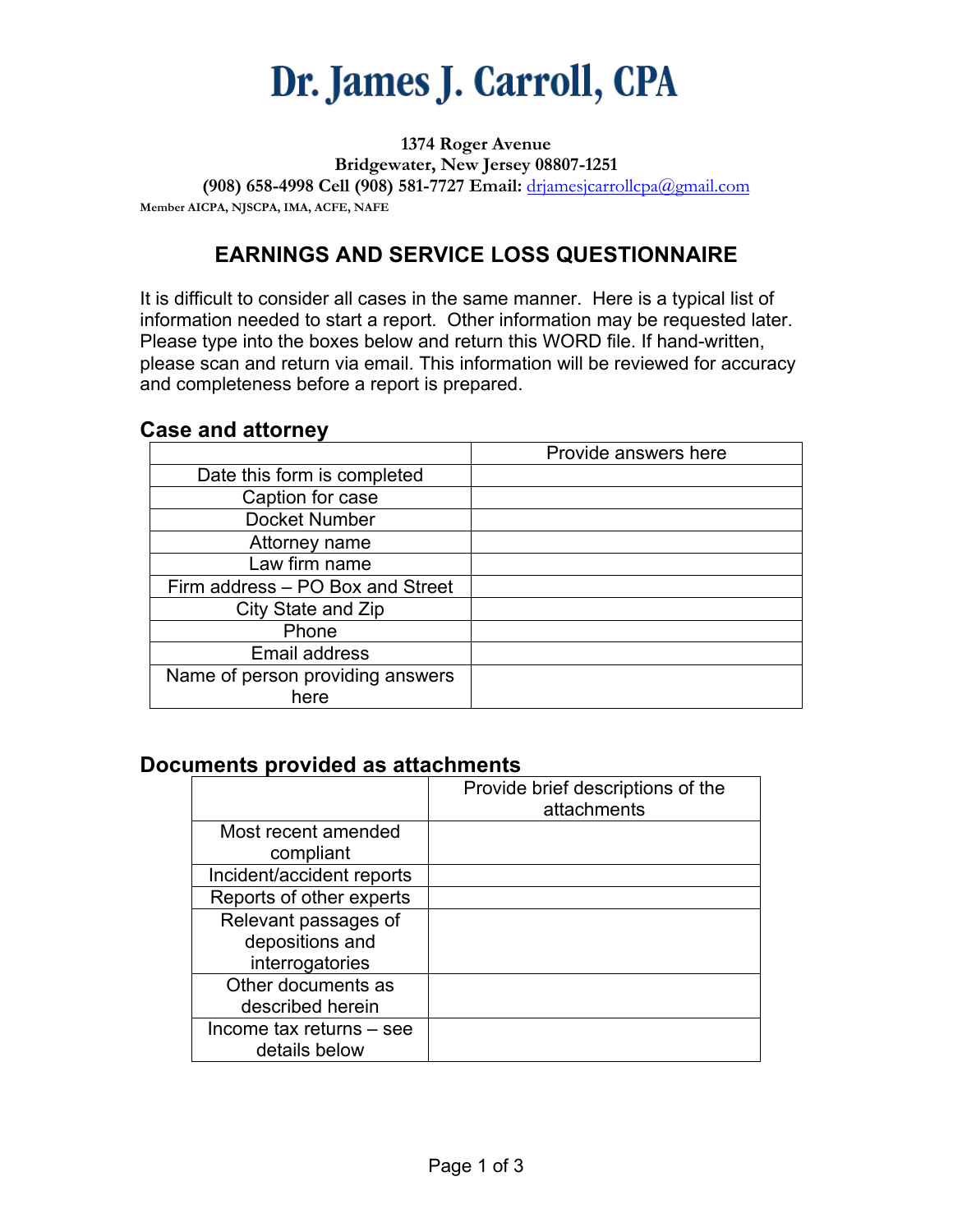# Dr. James J. Carroll, CPA

**1374 Roger Avenue**
**Bridgewater, New Jersey 08807-1251**
**(908) 658-4998 Cell (908) 581-7727 Email:** drjamesjcarrollcpa@gmail.com
**Member AICPA, NJSCPA, IMA, ACFE, NAFE**

## EARNINGS AND SERVICE LOSS QUESTIONNAIRE

It is difficult to consider all cases in the same manner. Here is a typical list of information needed to start a report. Other information may be requested later. Please type into the boxes below and return this WORD file. If hand-written, please scan and return via email. This information will be reviewed for accuracy and completeness before a report is prepared.

### Case and attorney

| | Provide answers here |
|---|---|
| Date this form is completed | |
| Caption for case | |
| Docket Number | |
| Attorney name | |
| Law firm name | |
| Firm address – PO Box and Street | |
| City State and Zip | |
| Phone | |
| Email address | |
| Name of person providing answers here | |

### Documents provided as attachments

| | Provide brief descriptions of the attachments |
|---|---|
| Most recent amended compliant | |
| Incident/accident reports | |
| Reports of other experts | |
| Relevant passages of depositions and interrogatories | |
| Other documents as described herein | |
| Income tax returns – see details below | |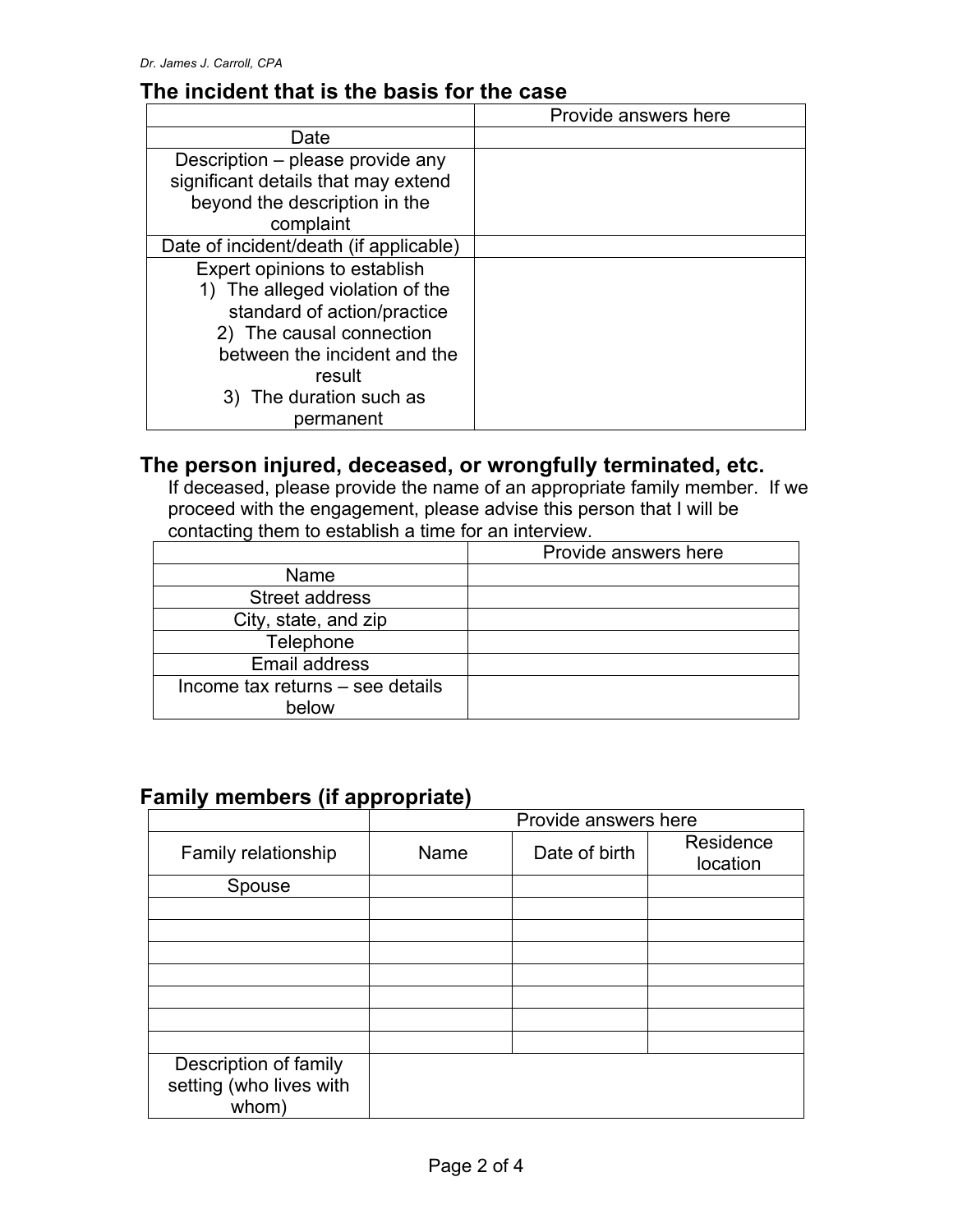## The incident that is the basis for the case

| | Provide answers here |
|---|---|
| Date | |
| Description – please provide any significant details that may extend beyond the description in the complaint | |
| Date of incident/death (if applicable) | |
| Expert opinions to establish<br>1) The alleged violation of the standard of action/practice<br>2) The causal connection between the incident and the result<br>3) The duration such as permanent | |

## The person injured, deceased, or wrongfully terminated, etc.

If deceased, please provide the name of an appropriate family member. If we proceed with the engagement, please advise this person that I will be contacting them to establish a time for an interview.

| | Provide answers here |
|---|---|
| Name | |
| Street address | |
| City, state, and zip | |
| Telephone | |
| Email address | |
| Income tax returns – see details below | |

## Family members (if appropriate)

| | Provide answers here | | |
|---|---|---|---|
| Family relationship | Name | Date of birth | Residence location |
| Spouse | | | |
| | | | |
| | | | |
| | | | |
| | | | |
| | | | |
| | | | |
| | | | |
| Description of family setting (who lives with whom) | | | |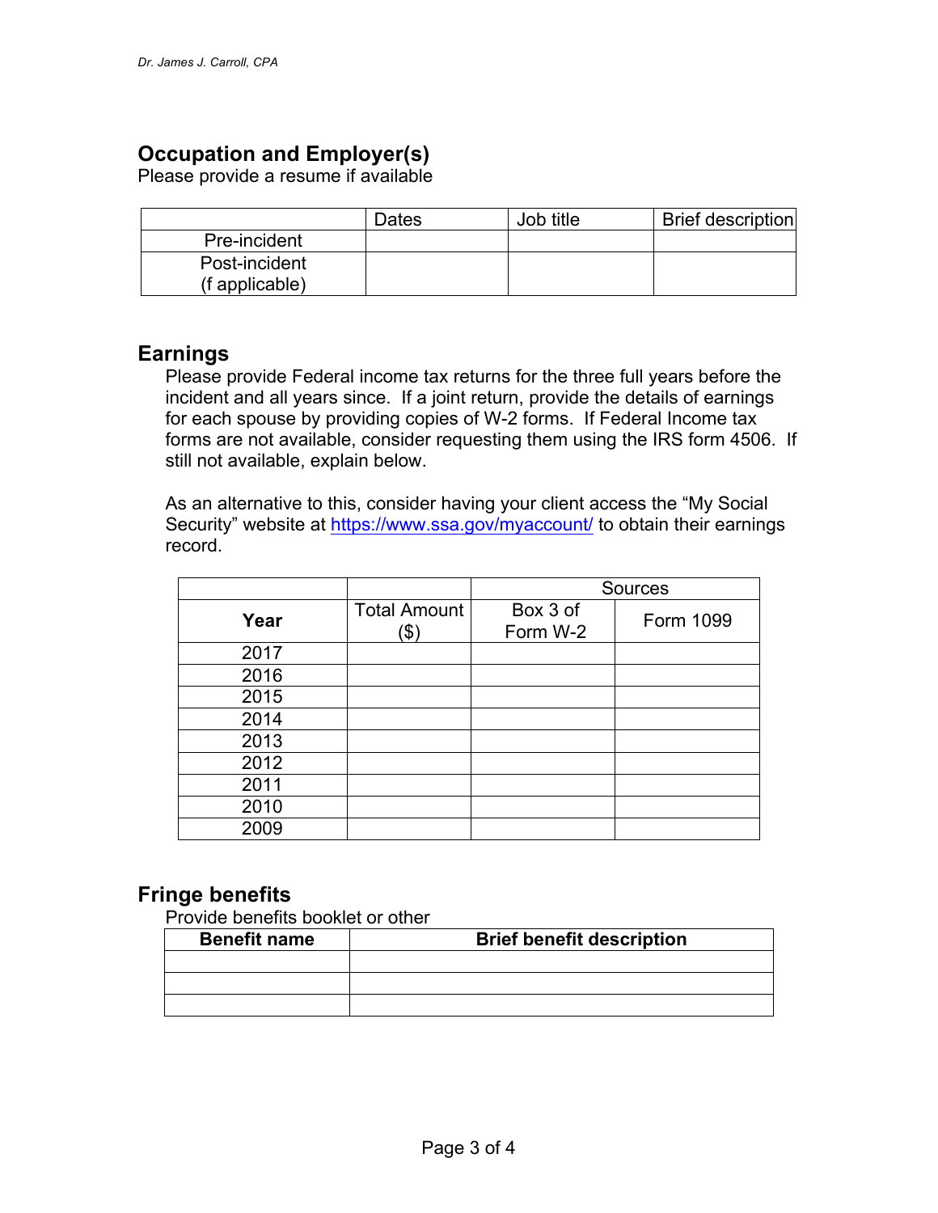## Occupation and Employer(s)

Please provide a resume if available

| | Dates | Job title | Brief description |
|---|---|---|---|
| Pre-incident | | | |
| Post-incident (f applicable) | | | |

## Earnings

Please provide Federal income tax returns for the three full years before the incident and all years since. If a joint return, provide the details of earnings for each spouse by providing copies of W-2 forms. If Federal Income tax forms are not available, consider requesting them using the IRS form 4506. If still not available, explain below.

As an alternative to this, consider having your client access the "My Social Security" website at https://www.ssa.gov/myaccount/ to obtain their earnings record.

| | | Sources | |
|---|---|---|---|
| **Year** | Total Amount ($) | Box 3 of Form W-2 | Form 1099 |
| 2017 | | | |
| 2016 | | | |
| 2015 | | | |
| 2014 | | | |
| 2013 | | | |
| 2012 | | | |
| 2011 | | | |
| 2010 | | | |
| 2009 | | | |

## Fringe benefits

Provide benefits booklet or other

| **Benefit name** | **Brief benefit description** |
|---|---|
| | |
| | |
| | |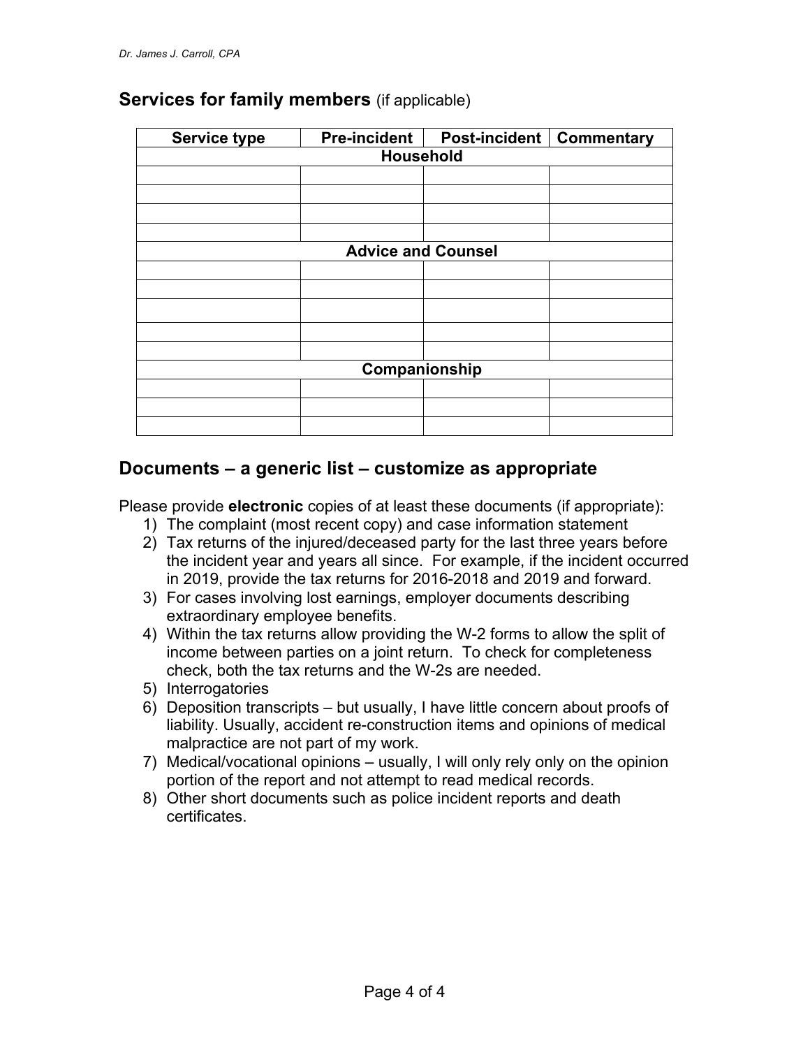## Services for family members (if applicable)

| Service type | Pre-incident | Post-incident | Commentary |
| --- | --- | --- | --- |
| **Household** | | | |
| | | | |
| | | | |
| | | | |
| | | | |
| **Advice and Counsel** | | | |
| | | | |
| | | | |
| | | | |
| | | | |
| | | | |
| **Companionship** | | | |
| | | | |
| | | | |
| | | | |

## Documents – a generic list – customize as appropriate

Please provide **electronic** copies of at least these documents (if appropriate):

1) The complaint (most recent copy) and case information statement
2) Tax returns of the injured/deceased party for the last three years before the incident year and years all since. For example, if the incident occurred in 2019, provide the tax returns for 2016-2018 and 2019 and forward.
3) For cases involving lost earnings, employer documents describing extraordinary employee benefits.
4) Within the tax returns allow providing the W-2 forms to allow the split of income between parties on a joint return. To check for completeness check, both the tax returns and the W-2s are needed.
5) Interrogatories
6) Deposition transcripts – but usually, I have little concern about proofs of liability. Usually, accident re-construction items and opinions of medical malpractice are not part of my work.
7) Medical/vocational opinions – usually, I will only rely only on the opinion portion of the report and not attempt to read medical records.
8) Other short documents such as police incident reports and death certificates.